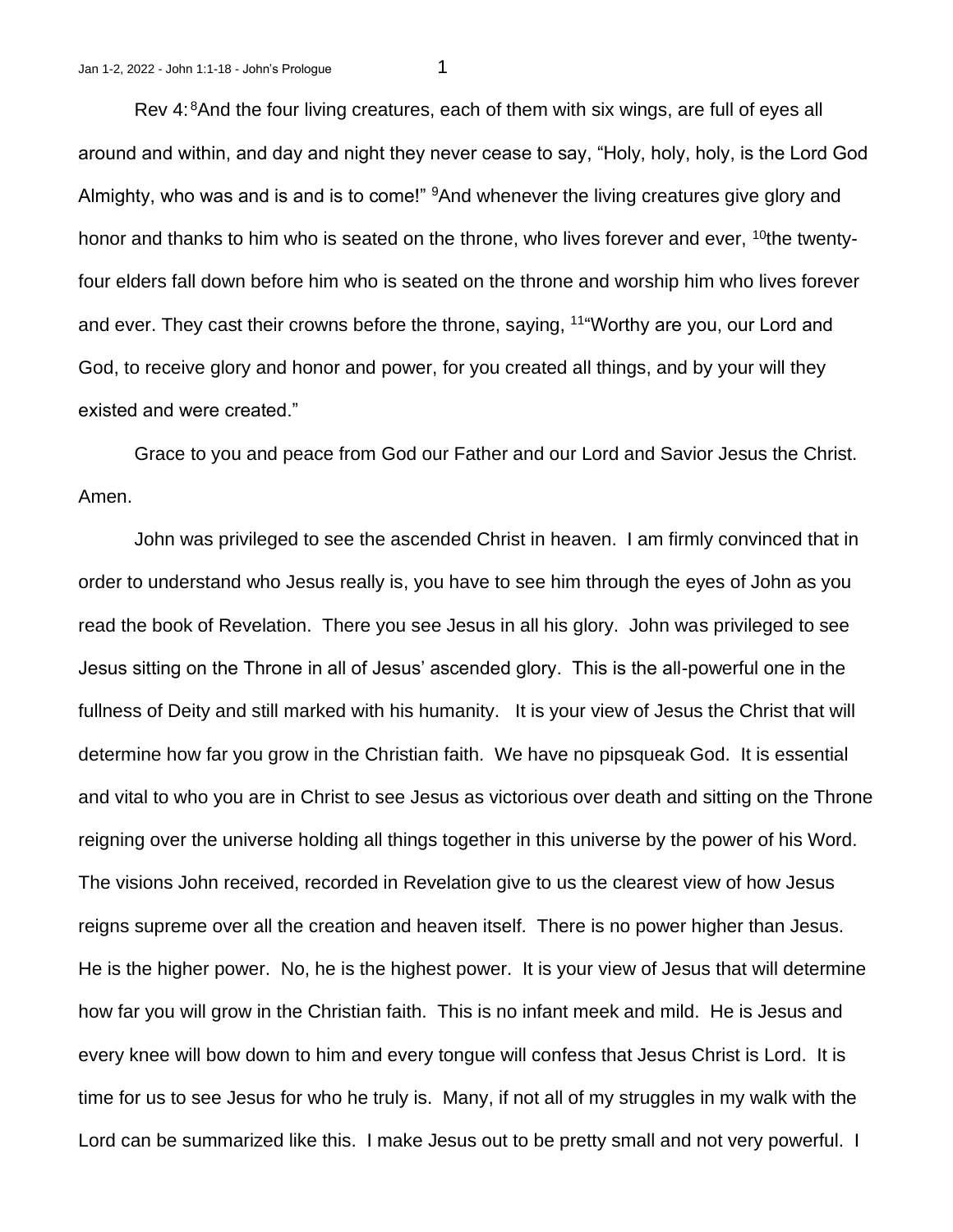Rev 4:[8]And the four living creatures, each of them with six wings, are full of eyes all around and within, and day and night they never cease to say, "Holy, holy, holy, is the Lord God Almighty, who was and is and is to come!" [9]And whenever the living creatures give glory and honor and thanks to him who is seated on the throne, who lives forever and ever, [10]the twenty-four elders fall down before him who is seated on the throne and worship him who lives forever and ever. They cast their crowns before the throne, saying, [11]"Worthy are you, our Lord and God, to receive glory and honor and power, for you created all things, and by your will they existed and were created."

Grace to you and peace from God our Father and our Lord and Savior Jesus the Christ. Amen.

John was privileged to see the ascended Christ in heaven. I am firmly convinced that in order to understand who Jesus really is, you have to see him through the eyes of John as you read the book of Revelation. There you see Jesus in all his glory. John was privileged to see Jesus sitting on the Throne in all of Jesus' ascended glory. This is the all-powerful one in the fullness of Deity and still marked with his humanity. It is your view of Jesus the Christ that will determine how far you grow in the Christian faith. We have no pipsqueak God. It is essential and vital to who you are in Christ to see Jesus as victorious over death and sitting on the Throne reigning over the universe holding all things together in this universe by the power of his Word. The visions John received, recorded in Revelation give to us the clearest view of how Jesus reigns supreme over all the creation and heaven itself. There is no power higher than Jesus. He is the higher power. No, he is the highest power. It is your view of Jesus that will determine how far you will grow in the Christian faith. This is no infant meek and mild. He is Jesus and every knee will bow down to him and every tongue will confess that Jesus Christ is Lord. It is time for us to see Jesus for who he truly is. Many, if not all of my struggles in my walk with the Lord can be summarized like this. I make Jesus out to be pretty small and not very powerful. I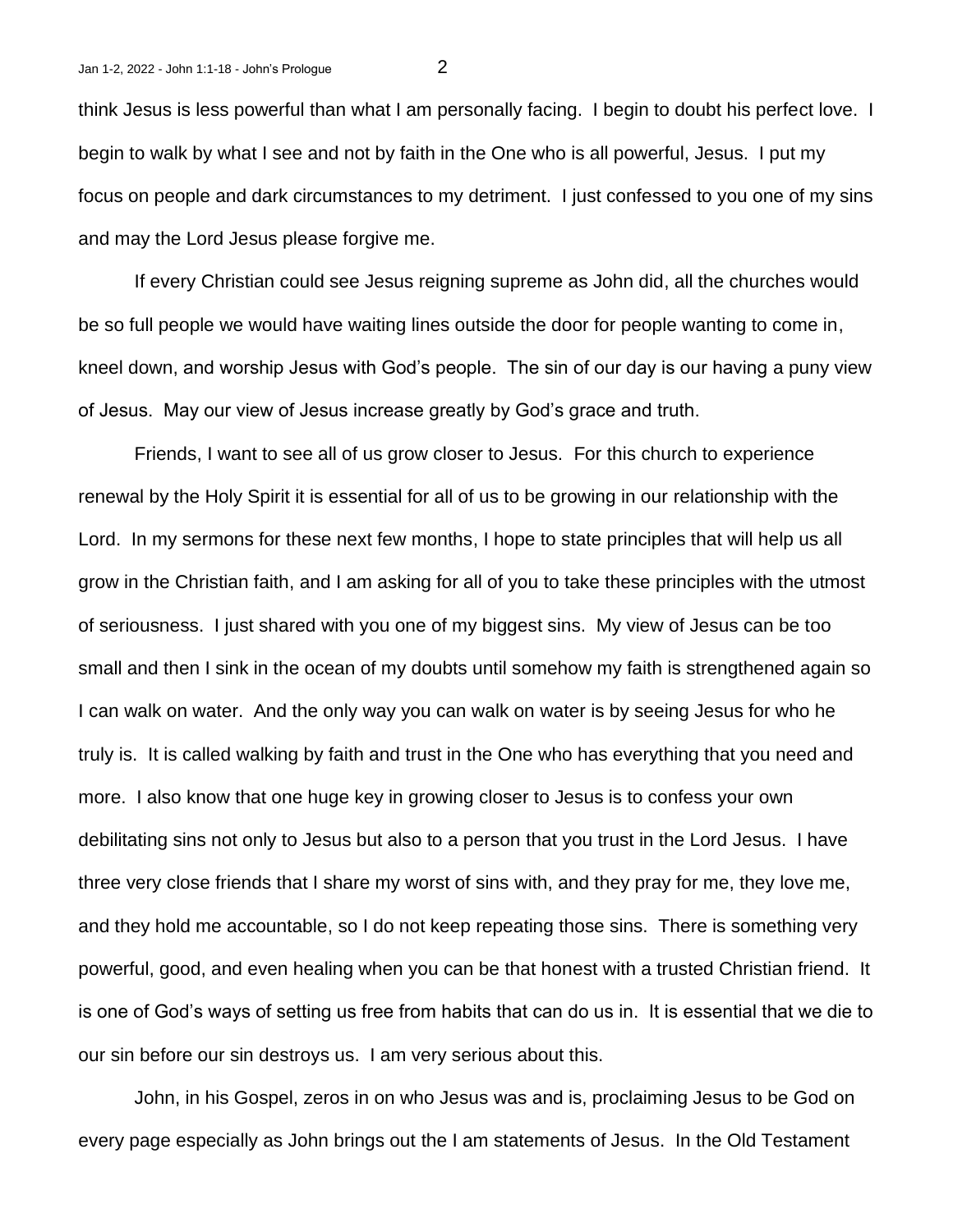think Jesus is less powerful than what I am personally facing. I begin to doubt his perfect love. I begin to walk by what I see and not by faith in the One who is all powerful, Jesus. I put my focus on people and dark circumstances to my detriment. I just confessed to you one of my sins and may the Lord Jesus please forgive me.

If every Christian could see Jesus reigning supreme as John did, all the churches would be so full people we would have waiting lines outside the door for people wanting to come in, kneel down, and worship Jesus with God's people. The sin of our day is our having a puny view of Jesus. May our view of Jesus increase greatly by God's grace and truth.

Friends, I want to see all of us grow closer to Jesus. For this church to experience renewal by the Holy Spirit it is essential for all of us to be growing in our relationship with the Lord. In my sermons for these next few months, I hope to state principles that will help us all grow in the Christian faith, and I am asking for all of you to take these principles with the utmost of seriousness. I just shared with you one of my biggest sins. My view of Jesus can be too small and then I sink in the ocean of my doubts until somehow my faith is strengthened again so I can walk on water. And the only way you can walk on water is by seeing Jesus for who he truly is. It is called walking by faith and trust in the One who has everything that you need and more. I also know that one huge key in growing closer to Jesus is to confess your own debilitating sins not only to Jesus but also to a person that you trust in the Lord Jesus. I have three very close friends that I share my worst of sins with, and they pray for me, they love me, and they hold me accountable, so I do not keep repeating those sins. There is something very powerful, good, and even healing when you can be that honest with a trusted Christian friend. It is one of God's ways of setting us free from habits that can do us in. It is essential that we die to our sin before our sin destroys us. I am very serious about this.

John, in his Gospel, zeros in on who Jesus was and is, proclaiming Jesus to be God on every page especially as John brings out the I am statements of Jesus. In the Old Testament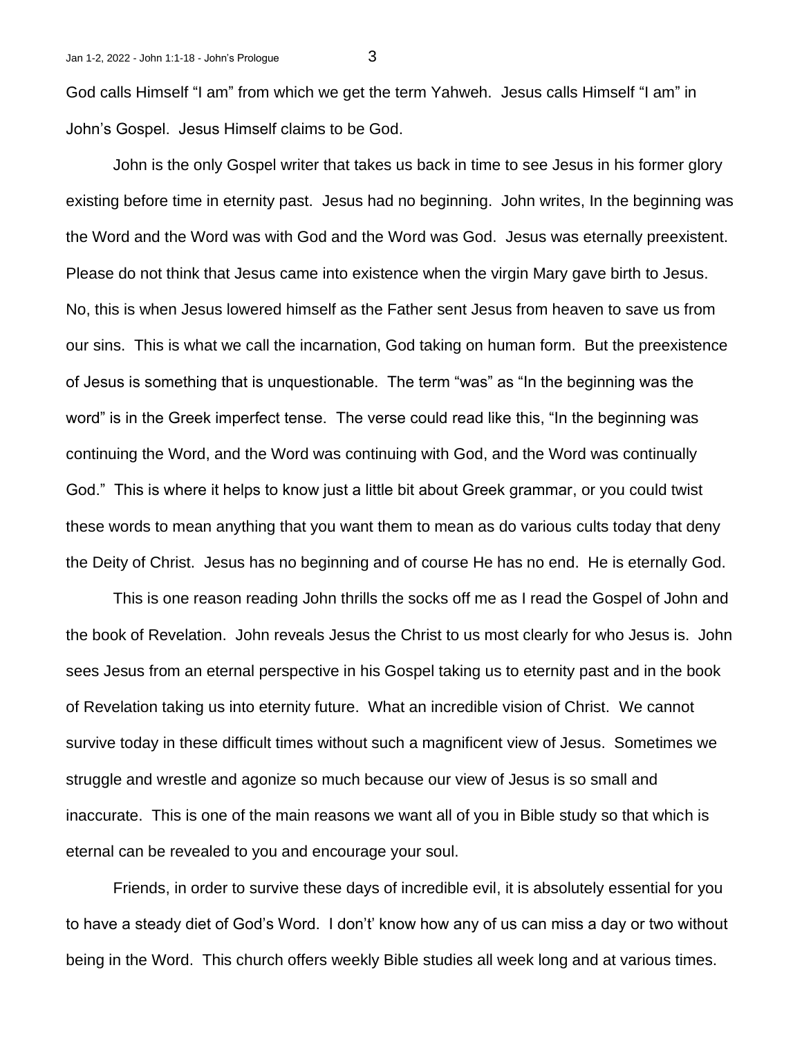God calls Himself "I am" from which we get the term Yahweh. Jesus calls Himself "I am" in John's Gospel. Jesus Himself claims to be God.

John is the only Gospel writer that takes us back in time to see Jesus in his former glory existing before time in eternity past. Jesus had no beginning. John writes, In the beginning was the Word and the Word was with God and the Word was God. Jesus was eternally preexistent. Please do not think that Jesus came into existence when the virgin Mary gave birth to Jesus. No, this is when Jesus lowered himself as the Father sent Jesus from heaven to save us from our sins. This is what we call the incarnation, God taking on human form. But the preexistence of Jesus is something that is unquestionable. The term "was" as "In the beginning was the word" is in the Greek imperfect tense. The verse could read like this, "In the beginning was continuing the Word, and the Word was continuing with God, and the Word was continually God." This is where it helps to know just a little bit about Greek grammar, or you could twist these words to mean anything that you want them to mean as do various cults today that deny the Deity of Christ. Jesus has no beginning and of course He has no end. He is eternally God.

This is one reason reading John thrills the socks off me as I read the Gospel of John and the book of Revelation. John reveals Jesus the Christ to us most clearly for who Jesus is. John sees Jesus from an eternal perspective in his Gospel taking us to eternity past and in the book of Revelation taking us into eternity future. What an incredible vision of Christ. We cannot survive today in these difficult times without such a magnificent view of Jesus. Sometimes we struggle and wrestle and agonize so much because our view of Jesus is so small and inaccurate. This is one of the main reasons we want all of you in Bible study so that which is eternal can be revealed to you and encourage your soul.

Friends, in order to survive these days of incredible evil, it is absolutely essential for you to have a steady diet of God's Word. I don't' know how any of us can miss a day or two without being in the Word. This church offers weekly Bible studies all week long and at various times.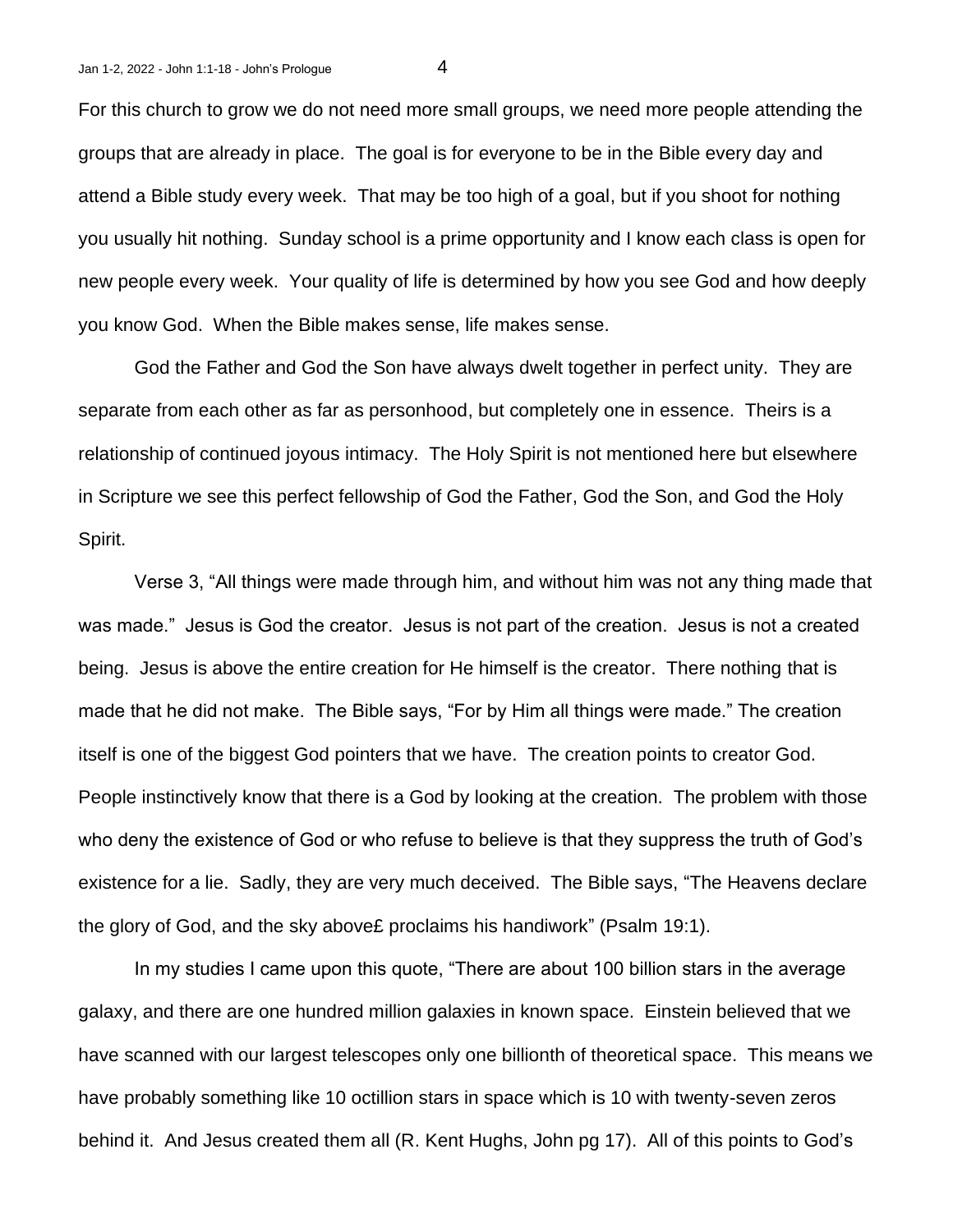For this church to grow we do not need more small groups, we need more people attending the groups that are already in place. The goal is for everyone to be in the Bible every day and attend a Bible study every week. That may be too high of a goal, but if you shoot for nothing you usually hit nothing. Sunday school is a prime opportunity and I know each class is open for new people every week. Your quality of life is determined by how you see God and how deeply you know God. When the Bible makes sense, life makes sense.

God the Father and God the Son have always dwelt together in perfect unity. They are separate from each other as far as personhood, but completely one in essence. Theirs is a relationship of continued joyous intimacy. The Holy Spirit is not mentioned here but elsewhere in Scripture we see this perfect fellowship of God the Father, God the Son, and God the Holy Spirit.

Verse 3, "All things were made through him, and without him was not any thing made that was made." Jesus is God the creator. Jesus is not part of the creation. Jesus is not a created being. Jesus is above the entire creation for He himself is the creator. There nothing that is made that he did not make. The Bible says, "For by Him all things were made." The creation itself is one of the biggest God pointers that we have. The creation points to creator God. People instinctively know that there is a God by looking at the creation. The problem with those who deny the existence of God or who refuse to believe is that they suppress the truth of God's existence for a lie. Sadly, they are very much deceived. The Bible says, "The Heavens declare the glory of God, and the sky above£ proclaims his handiwork" (Psalm 19:1).

In my studies I came upon this quote, "There are about 100 billion stars in the average galaxy, and there are one hundred million galaxies in known space. Einstein believed that we have scanned with our largest telescopes only one billionth of theoretical space. This means we have probably something like 10 octillion stars in space which is 10 with twenty-seven zeros behind it. And Jesus created them all (R. Kent Hughs, John pg 17). All of this points to God's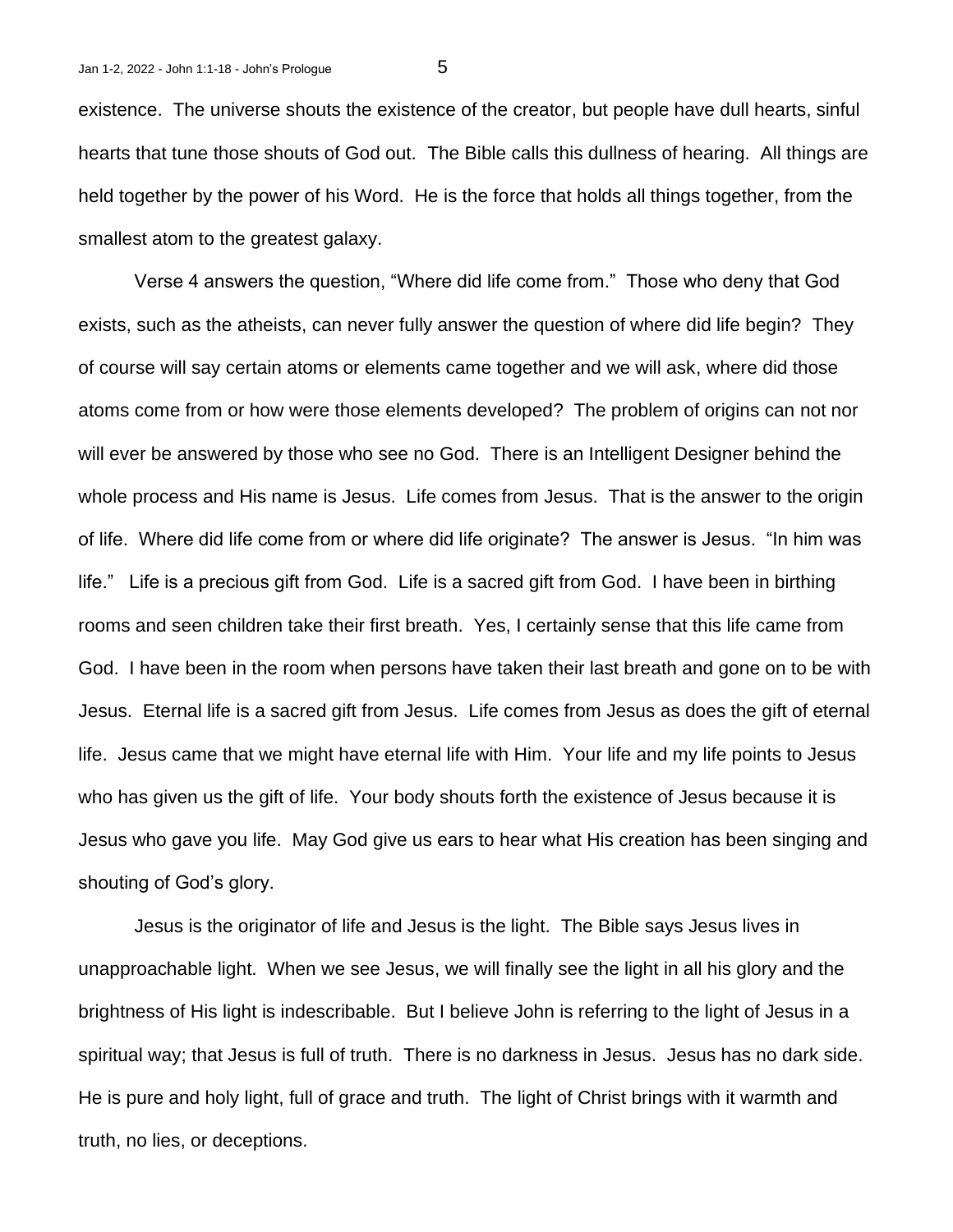existence. The universe shouts the existence of the creator, but people have dull hearts, sinful hearts that tune those shouts of God out. The Bible calls this dullness of hearing. All things are held together by the power of his Word. He is the force that holds all things together, from the smallest atom to the greatest galaxy.

Verse 4 answers the question, "Where did life come from." Those who deny that God exists, such as the atheists, can never fully answer the question of where did life begin? They of course will say certain atoms or elements came together and we will ask, where did those atoms come from or how were those elements developed? The problem of origins can not nor will ever be answered by those who see no God. There is an Intelligent Designer behind the whole process and His name is Jesus. Life comes from Jesus. That is the answer to the origin of life. Where did life come from or where did life originate? The answer is Jesus. "In him was life." Life is a precious gift from God. Life is a sacred gift from God. I have been in birthing rooms and seen children take their first breath. Yes, I certainly sense that this life came from God. I have been in the room when persons have taken their last breath and gone on to be with Jesus. Eternal life is a sacred gift from Jesus. Life comes from Jesus as does the gift of eternal life. Jesus came that we might have eternal life with Him. Your life and my life points to Jesus who has given us the gift of life. Your body shouts forth the existence of Jesus because it is Jesus who gave you life. May God give us ears to hear what His creation has been singing and shouting of God's glory.

Jesus is the originator of life and Jesus is the light. The Bible says Jesus lives in unapproachable light. When we see Jesus, we will finally see the light in all his glory and the brightness of His light is indescribable. But I believe John is referring to the light of Jesus in a spiritual way; that Jesus is full of truth. There is no darkness in Jesus. Jesus has no dark side. He is pure and holy light, full of grace and truth. The light of Christ brings with it warmth and truth, no lies, or deceptions.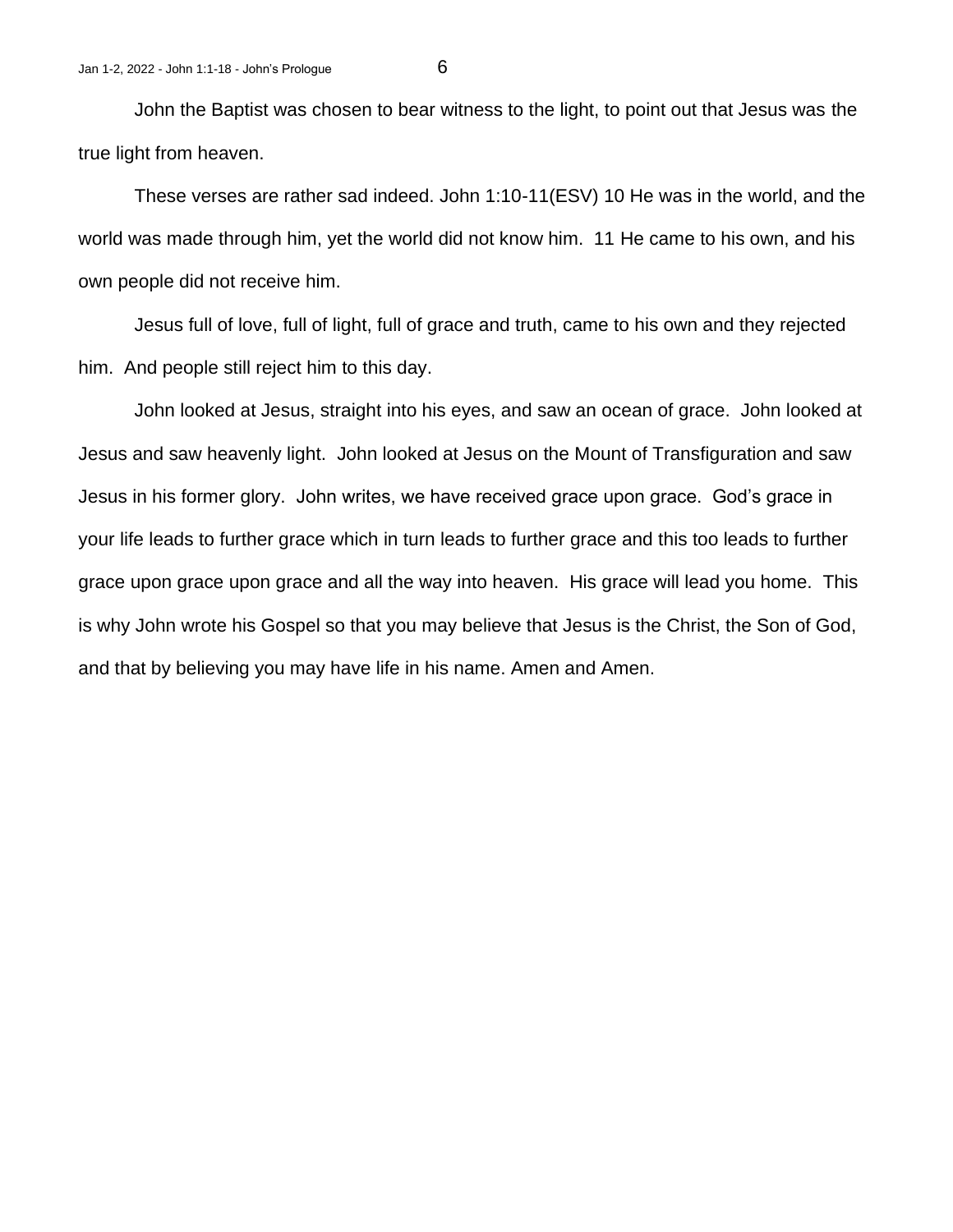John the Baptist was chosen to bear witness to the light, to point out that Jesus was the true light from heaven.

These verses are rather sad indeed. John 1:10-11(ESV) 10 He was in the world, and the world was made through him, yet the world did not know him.  11 He came to his own, and his own people did not receive him.

Jesus full of love, full of light, full of grace and truth, came to his own and they rejected him.  And people still reject him to this day.

John looked at Jesus, straight into his eyes, and saw an ocean of grace.  John looked at Jesus and saw heavenly light.  John looked at Jesus on the Mount of Transfiguration and saw Jesus in his former glory.  John writes, we have received grace upon grace.  God's grace in your life leads to further grace which in turn leads to further grace and this too leads to further grace upon grace upon grace and all the way into heaven.  His grace will lead you home.  This is why John wrote his Gospel so that you may believe that Jesus is the Christ, the Son of God, and that by believing you may have life in his name. Amen and Amen.